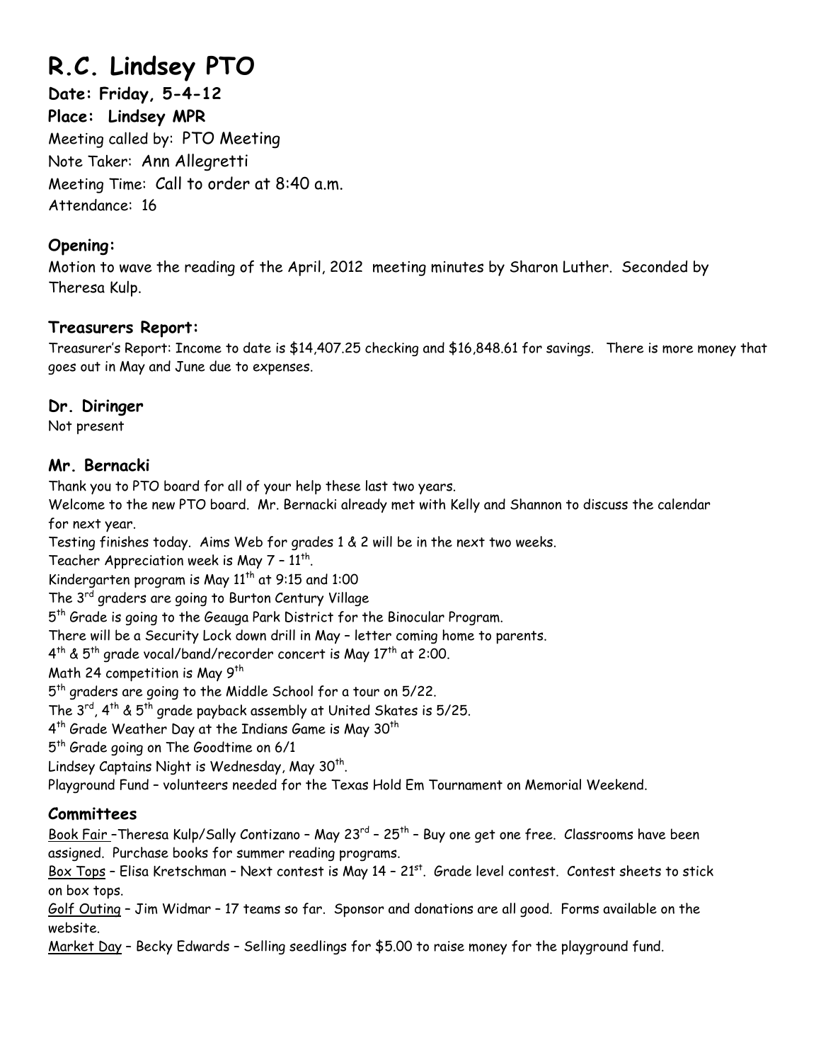# R.C. Lindsey PTO

**Date: Friday, 5-4-12**

**Place: Lindsey MPR**

Meeting called by: PTO Meeting

Note Taker: Ann Allegretti

Meeting Time: Call to order at 8:40 a.m.

Attendance: 16

## Opening:

Motion to wave the reading of the April, 2012 meeting minutes by Sharon Luther. Seconded by Theresa Kulp.

## Treasurers Report:

Treasurer's Report: Income to date is $14,407.25 checking and $16,848.61 for savings. There is more money that goes out in May and June due to expenses.

## Dr. Diringer

Not present

## Mr. Bernacki

Thank you to PTO board for all of your help these last two years.

Welcome to the new PTO board. Mr. Bernacki already met with Kelly and Shannon to discuss the calendar for next year.

Testing finishes today. Aims Web for grades 1 & 2 will be in the next two weeks.

Teacher Appreciation week is May 7 – 11th.

Kindergarten program is May 11th at 9:15 and 1:00

The 3rd graders are going to Burton Century Village

5th Grade is going to the Geauga Park District for the Binocular Program.

There will be a Security Lock down drill in May – letter coming home to parents.

4th & 5th grade vocal/band/recorder concert is May 17th at 2:00.

Math 24 competition is May 9th

5th graders are going to the Middle School for a tour on 5/22.

The 3rd, 4th & 5th grade payback assembly at United Skates is 5/25.

4th Grade Weather Day at the Indians Game is May 30th

5th Grade going on The Goodtime on 6/1

Lindsey Captains Night is Wednesday, May 30th.

Playground Fund – volunteers needed for the Texas Hold Em Tournament on Memorial Weekend.

## Committees

Book Fair –Theresa Kulp/Sally Contizano – May 23rd – 25th – Buy one get one free. Classrooms have been assigned. Purchase books for summer reading programs.

Box Tops – Elisa Kretschman – Next contest is May 14 – 21st. Grade level contest. Contest sheets to stick on box tops.

Golf Outing – Jim Widmar – 17 teams so far. Sponsor and donations are all good. Forms available on the website.

Market Day – Becky Edwards – Selling seedlings for $5.00 to raise money for the playground fund.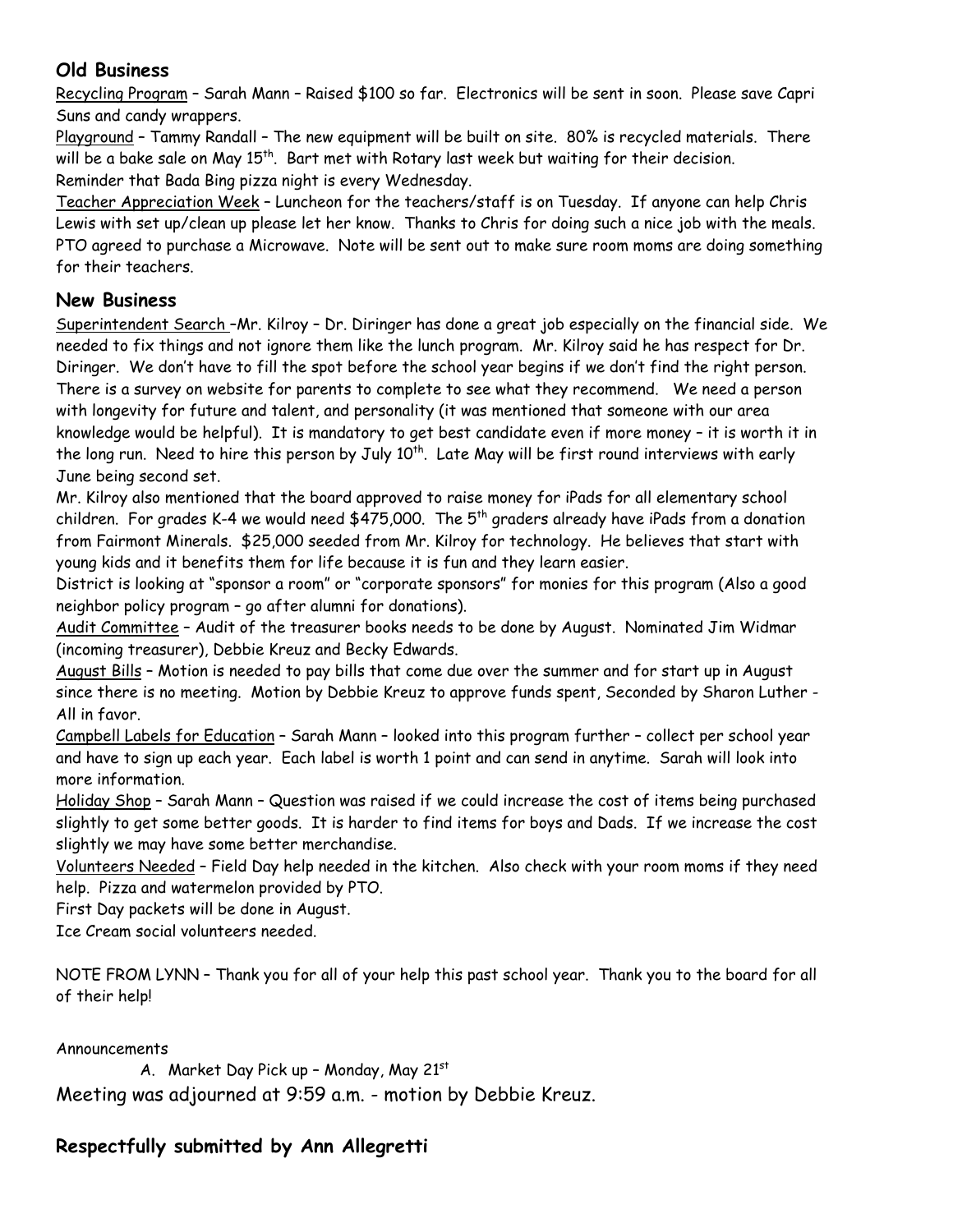## Old Business

Recycling Program – Sarah Mann – Raised $100 so far. Electronics will be sent in soon. Please save Capri Suns and candy wrappers.

Playground – Tammy Randall – The new equipment will be built on site. 80% is recycled materials. There will be a bake sale on May 15th. Bart met with Rotary last week but waiting for their decision. Reminder that Bada Bing pizza night is every Wednesday.

Teacher Appreciation Week – Luncheon for the teachers/staff is on Tuesday. If anyone can help Chris Lewis with set up/clean up please let her know. Thanks to Chris for doing such a nice job with the meals. PTO agreed to purchase a Microwave. Note will be sent out to make sure room moms are doing something for their teachers.

## New Business

Superintendent Search –Mr. Kilroy – Dr. Diringer has done a great job especially on the financial side. We needed to fix things and not ignore them like the lunch program. Mr. Kilroy said he has respect for Dr. Diringer. We don't have to fill the spot before the school year begins if we don't find the right person. There is a survey on website for parents to complete to see what they recommend. We need a person with longevity for future and talent, and personality (it was mentioned that someone with our area knowledge would be helpful). It is mandatory to get best candidate even if more money – it is worth it in the long run. Need to hire this person by July 10th. Late May will be first round interviews with early June being second set.

Mr. Kilroy also mentioned that the board approved to raise money for iPads for all elementary school children. For grades K-4 we would need $475,000. The 5th graders already have iPads from a donation from Fairmont Minerals. $25,000 seeded from Mr. Kilroy for technology. He believes that start with young kids and it benefits them for life because it is fun and they learn easier.

District is looking at "sponsor a room" or "corporate sponsors" for monies for this program (Also a good neighbor policy program – go after alumni for donations).

Audit Committee – Audit of the treasurer books needs to be done by August. Nominated Jim Widmar (incoming treasurer), Debbie Kreuz and Becky Edwards.

August Bills – Motion is needed to pay bills that come due over the summer and for start up in August since there is no meeting. Motion by Debbie Kreuz to approve funds spent, Seconded by Sharon Luther - All in favor.

Campbell Labels for Education – Sarah Mann – looked into this program further – collect per school year and have to sign up each year. Each label is worth 1 point and can send in anytime. Sarah will look into more information.

Holiday Shop – Sarah Mann – Question was raised if we could increase the cost of items being purchased slightly to get some better goods. It is harder to find items for boys and Dads. If we increase the cost slightly we may have some better merchandise.

Volunteers Needed – Field Day help needed in the kitchen. Also check with your room moms if they need help. Pizza and watermelon provided by PTO.

First Day packets will be done in August.

Ice Cream social volunteers needed.

NOTE FROM LYNN – Thank you for all of your help this past school year. Thank you to the board for all of their help!

Announcements

A. Market Day Pick up – Monday, May 21st

Meeting was adjourned at 9:59 a.m. - motion by Debbie Kreuz.

**Respectfully submitted by Ann Allegretti**